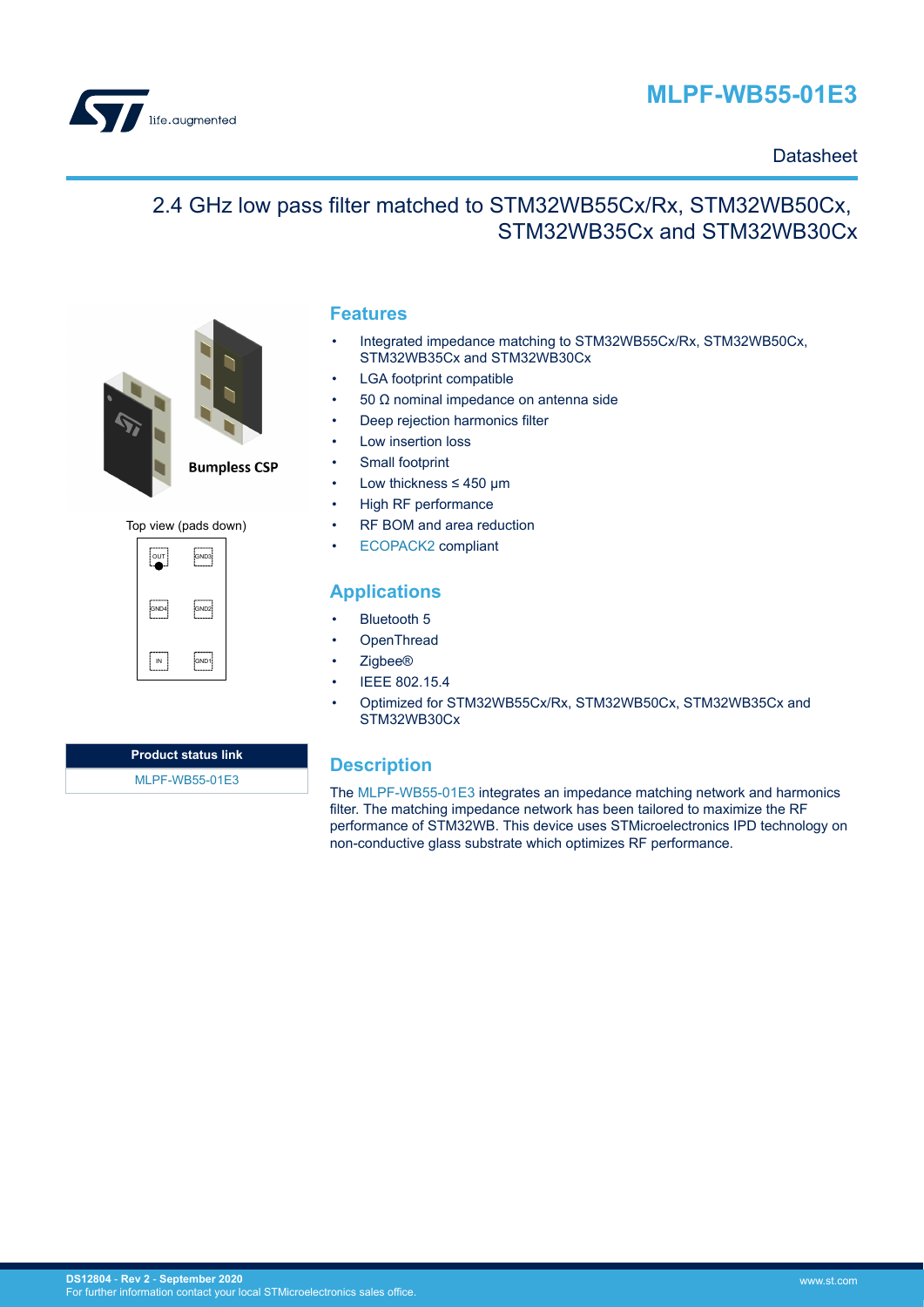# MLPF-WB55-01E3

Datasheet

## 2.4 GHz low pass filter matched to STM32WB55Cx/Rx, STM32WB50Cx, STM32WB35Cx and STM32WB30Cx

Bumpless CSP

Top view (pads down)

| OUT | GND3 |
|---|---|
| GND4 | GND2 |
| IN | GND1 |

| Product status link |
|---|
| MLPF-WB55-01E3 |

## Features

- Integrated impedance matching to STM32WB55Cx/Rx, STM32WB50Cx, STM32WB35Cx and STM32WB30Cx
- LGA footprint compatible
- 50 Ω nominal impedance on antenna side
- Deep rejection harmonics filter
- Low insertion loss
- Small footprint
- Low thickness ≤ 450 µm
- High RF performance
- RF BOM and area reduction
- ECOPACK2 compliant

## Applications

- Bluetooth 5
- OpenThread
- Zigbee®
- IEEE 802.15.4
- Optimized for STM32WB55Cx/Rx, STM32WB50Cx, STM32WB35Cx and STM32WB30Cx

## Description

The MLPF-WB55-01E3 integrates an impedance matching network and harmonics filter. The matching impedance network has been tailored to maximize the RF performance of STM32WB. This device uses STMicroelectronics IPD technology on non-conductive glass substrate which optimizes RF performance.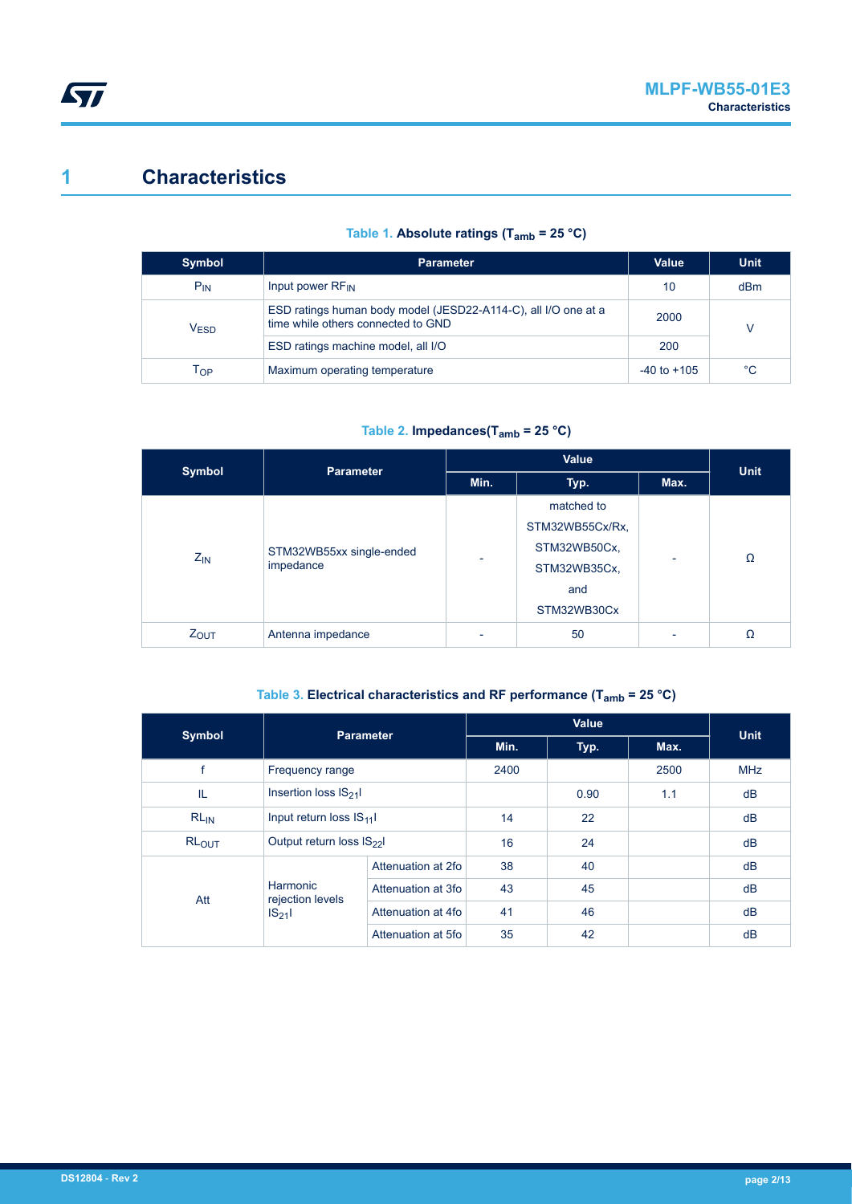# 1 Characteristics

**Table 1. Absolute ratings ($T_{amb}$ = 25 °C)**

| Symbol | Parameter | Value | Unit |
|---|---|---|---|
| $P_{IN}$ | Input power $RF_{IN}$ | 10 | dBm |
| $V_{ESD}$ | ESD ratings human body model (JESD22-A114-C), all I/O one at a time while others connected to GND | 2000 | V |
| | ESD ratings machine model, all I/O | 200 | |
| $T_{OP}$ | Maximum operating temperature | -40 to +105 | °C |

**Table 2. Impedances($T_{amb}$ = 25 °C)**

| Symbol | Parameter | Value | | | Unit |
|---|---|---|---|---|---|
| | | Min. | Typ. | Max. | |
| $Z_{IN}$ | STM32WB55xx single-ended impedance | - | matched to STM32WB55Cx/Rx, STM32WB50Cx, STM32WB35Cx, and STM32WB30Cx | - | Ω |
| $Z_{OUT}$ | Antenna impedance | - | 50 | - | Ω |

**Table 3. Electrical characteristics and RF performance ($T_{amb}$ = 25 °C)**

| Symbol | Parameter | | Value | | | Unit |
|---|---|---|---|---|---|---|
| | | | Min. | Typ. | Max. | |
| f | Frequency range | | 2400 | | 2500 | MHz |
| IL | Insertion loss $\|S_{21}\|$ | | | 0.90 | 1.1 | dB |
| $RL_{IN}$ | Input return loss $\|S_{11}\|$ | | 14 | 22 | | dB |
| $RL_{OUT}$ | Output return loss $\|S_{22}\|$ | | 16 | 24 | | dB |
| Att | Harmonic rejection levels $\|S_{21}\|$ | Attenuation at 2fo | 38 | 40 | | dB |
| | | Attenuation at 3fo | 43 | 45 | | dB |
| | | Attenuation at 4fo | 41 | 46 | | dB |
| | | Attenuation at 5fo | 35 | 42 | | dB |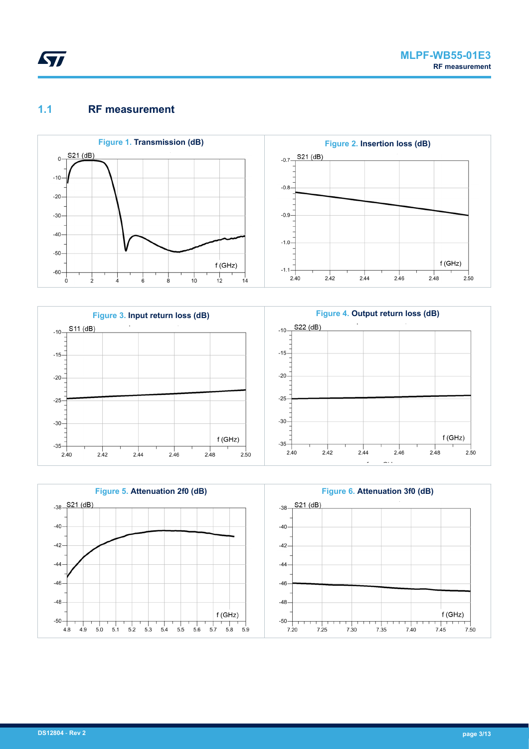## 1.1 RF measurement

**Figure 1. Transmission (dB)**

**Figure 2. Insertion loss (dB)**

**Figure 3. Input return loss (dB)**

**Figure 4. Output return loss (dB)**

**Figure 5. Attenuation 2f0 (dB)**

**Figure 6. Attenuation 3f0 (dB)**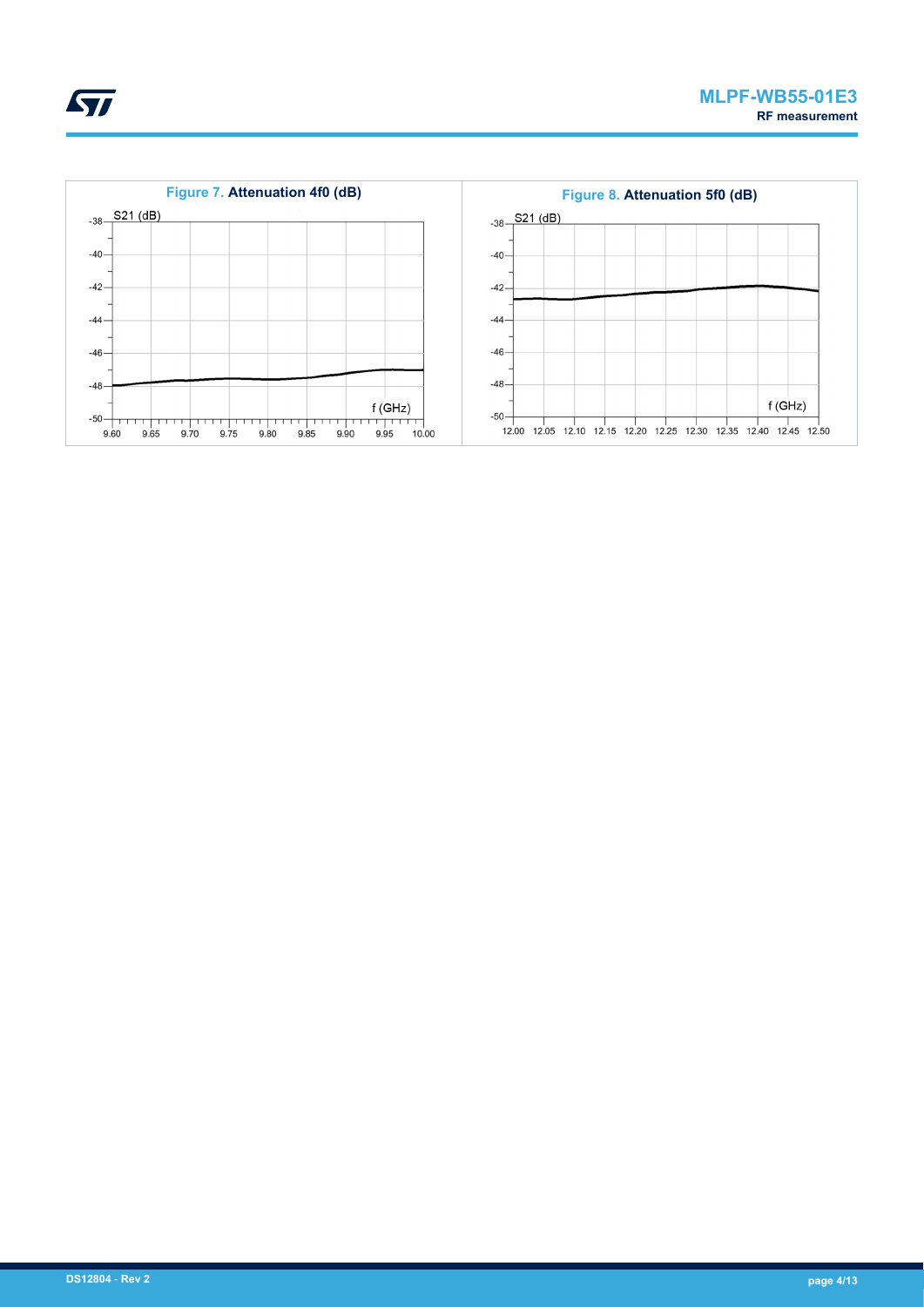Figure 7. Attenuation 4f0 (dB)

Figure 8. Attenuation 5f0 (dB)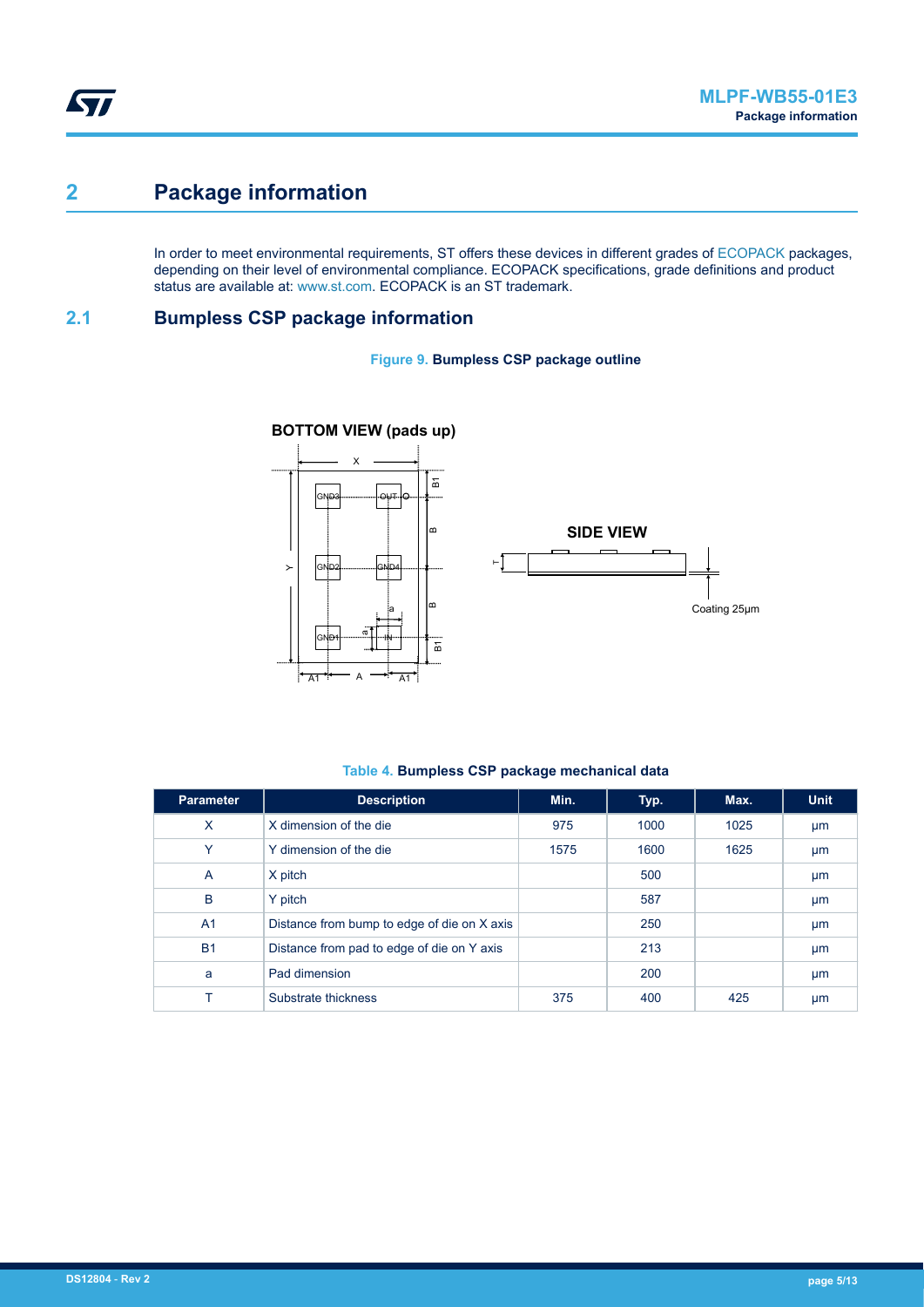# 2 Package information

In order to meet environmental requirements, ST offers these devices in different grades of ECOPACK packages, depending on their level of environmental compliance. ECOPACK specifications, grade definitions and product status are available at: www.st.com. ECOPACK is an ST trademark.

## 2.1 Bumpless CSP package information

**Figure 9. Bumpless CSP package outline**

**Table 4. Bumpless CSP package mechanical data**

| Parameter | Description | Min. | Typ. | Max. | Unit |
|---|---|---|---|---|---|
| X | X dimension of the die | 975 | 1000 | 1025 | µm |
| Y | Y dimension of the die | 1575 | 1600 | 1625 | µm |
| A | X pitch | | 500 | | µm |
| B | Y pitch | | 587 | | µm |
| A1 | Distance from bump to edge of die on X axis | | 250 | | µm |
| B1 | Distance from pad to edge of die on Y axis | | 213 | | µm |
| a | Pad dimension | | 200 | | µm |
| T | Substrate thickness | 375 | 400 | 425 | µm |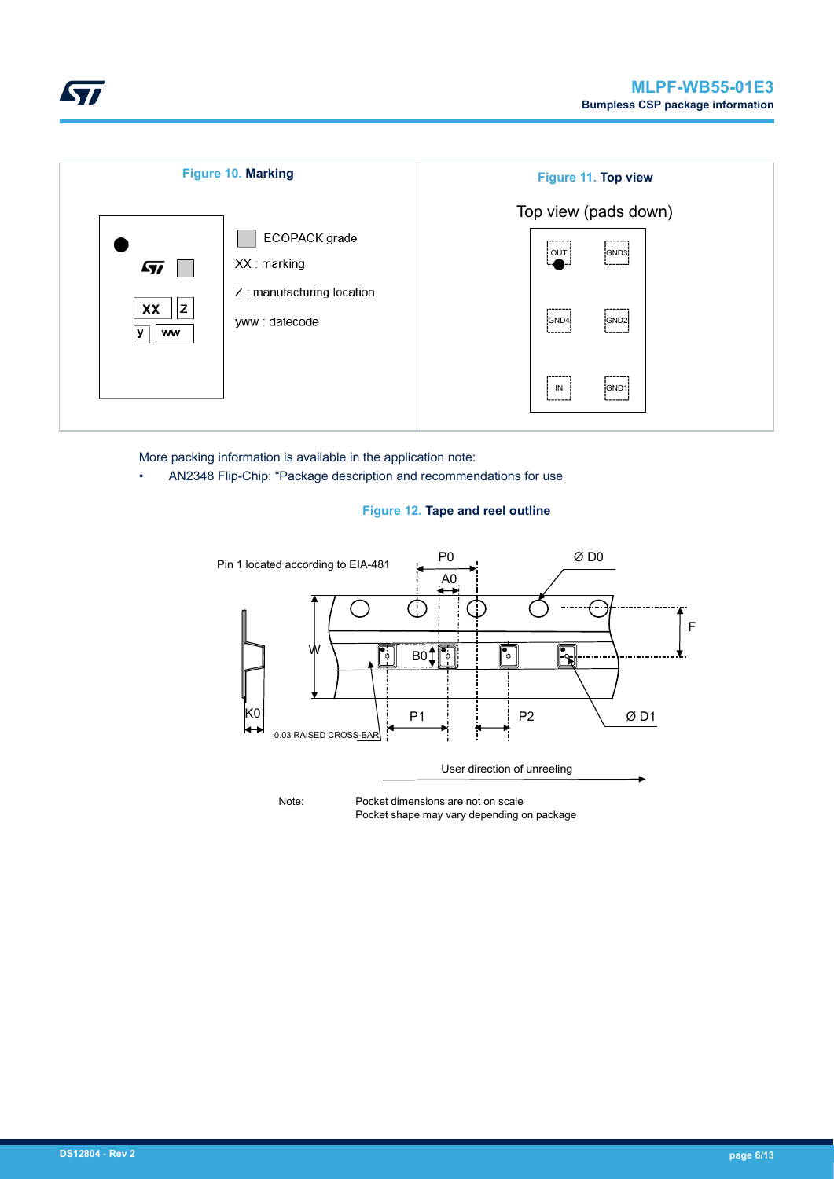**Figure 10. Marking**

ECOPACK grade

XX : marking

Z : manufacturing location

yww : datecode

**Figure 11. Top view**

Top view (pads down)

More packing information is available in the application note:

- AN2348 Flip-Chip: "Package description and recommendations for use

**Figure 12. Tape and reel outline**

Note: Pocket dimensions are not on scale
Pocket shape may vary depending on package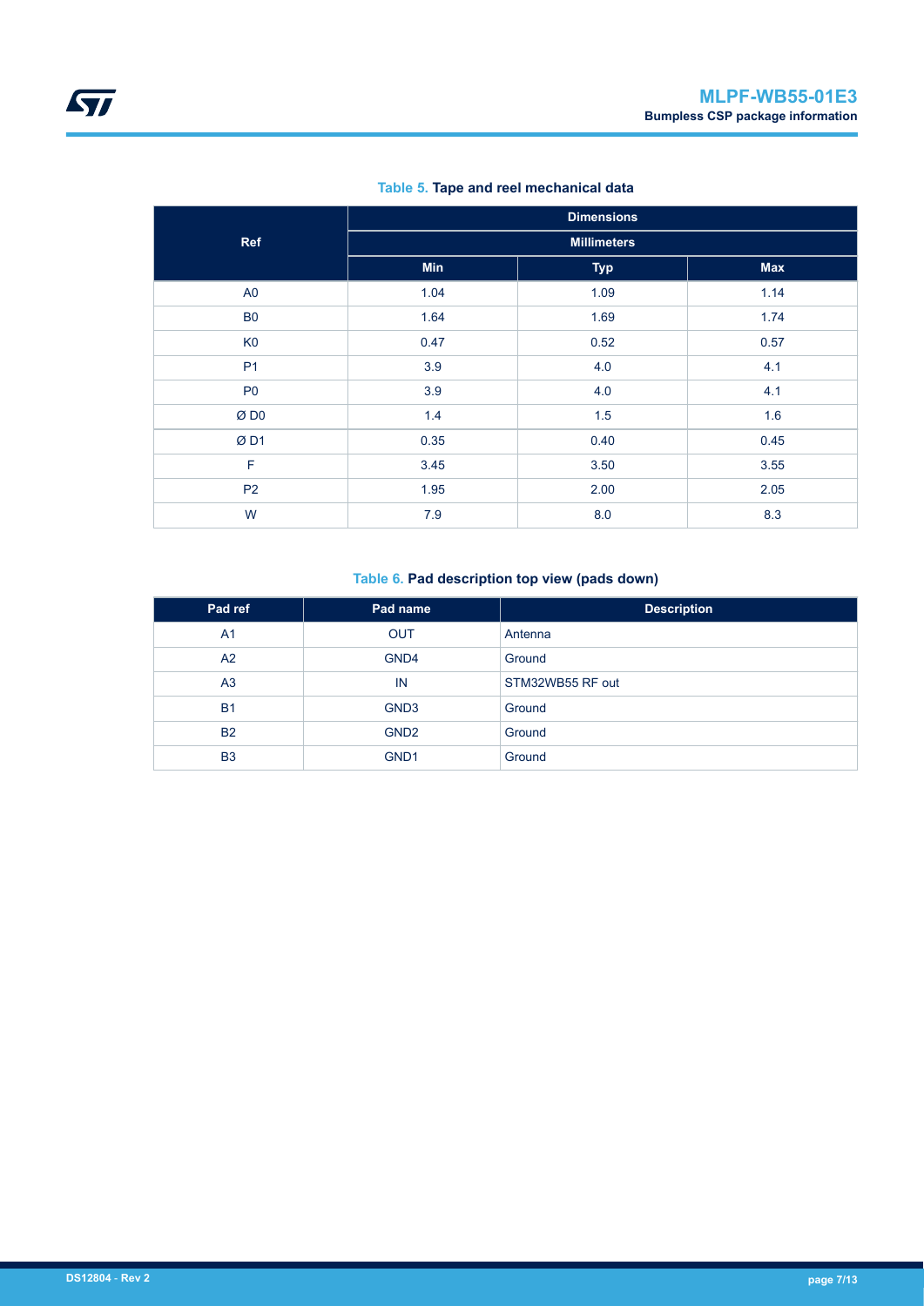**Table 5. Tape and reel mechanical data**

| Ref | Dimensions | | |
|---|---|---|---|
| | Millimeters | | |
| | Min | Typ | Max |
| A0 | 1.04 | 1.09 | 1.14 |
| B0 | 1.64 | 1.69 | 1.74 |
| K0 | 0.47 | 0.52 | 0.57 |
| P1 | 3.9 | 4.0 | 4.1 |
| P0 | 3.9 | 4.0 | 4.1 |
| Ø D0 | 1.4 | 1.5 | 1.6 |
| Ø D1 | 0.35 | 0.40 | 0.45 |
| F | 3.45 | 3.50 | 3.55 |
| P2 | 1.95 | 2.00 | 2.05 |
| W | 7.9 | 8.0 | 8.3 |

**Table 6. Pad description top view (pads down)**

| Pad ref | Pad name | Description |
|---|---|---|
| A1 | OUT | Antenna |
| A2 | GND4 | Ground |
| A3 | IN | STM32WB55 RF out |
| B1 | GND3 | Ground |
| B2 | GND2 | Ground |
| B3 | GND1 | Ground |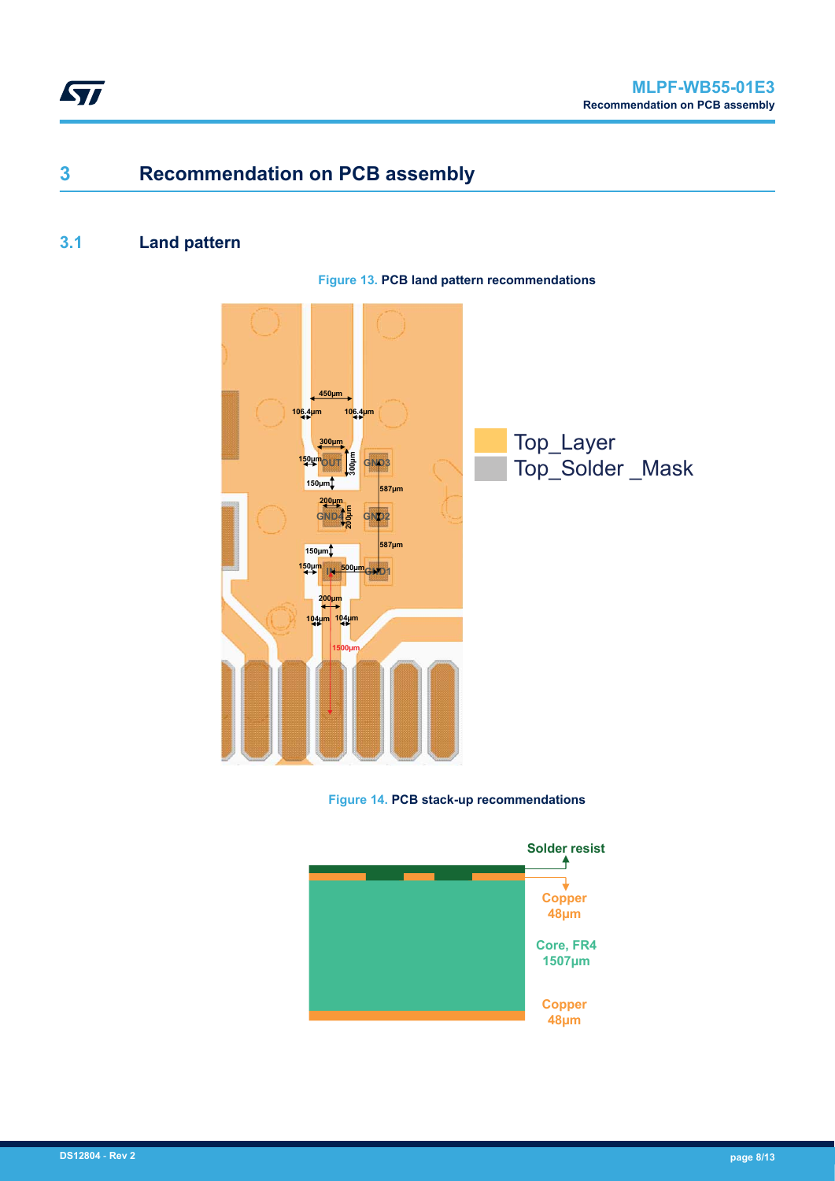# 3 Recommendation on PCB assembly

## 3.1 Land pattern

Figure 13. PCB land pattern recommendations

Figure 14. PCB stack-up recommendations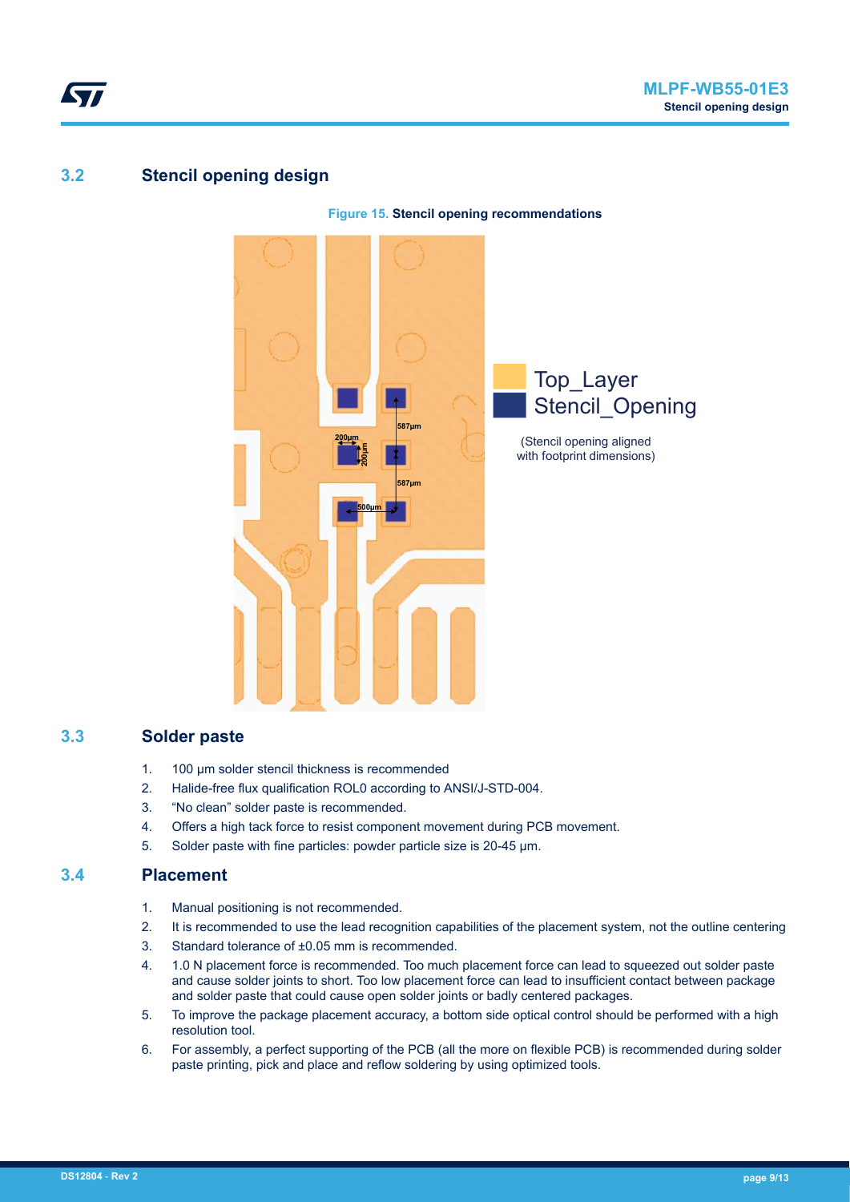## 3.2 Stencil opening design

Figure 15. **Stencil opening recommendations**

## 3.3 Solder paste

1. 100 µm solder stencil thickness is recommended
2. Halide-free flux qualification ROL0 according to ANSI/J-STD-004.
3. “No clean” solder paste is recommended.
4. Offers a high tack force to resist component movement during PCB movement.
5. Solder paste with fine particles: powder particle size is 20-45 µm.

## 3.4 Placement

1. Manual positioning is not recommended.
2. It is recommended to use the lead recognition capabilities of the placement system, not the outline centering
3. Standard tolerance of ±0.05 mm is recommended.
4. 1.0 N placement force is recommended. Too much placement force can lead to squeezed out solder paste and cause solder joints to short. Too low placement force can lead to insufficient contact between package and solder paste that could cause open solder joints or badly centered packages.
5. To improve the package placement accuracy, a bottom side optical control should be performed with a high resolution tool.
6. For assembly, a perfect supporting of the PCB (all the more on flexible PCB) is recommended during solder paste printing, pick and place and reflow soldering by using optimized tools.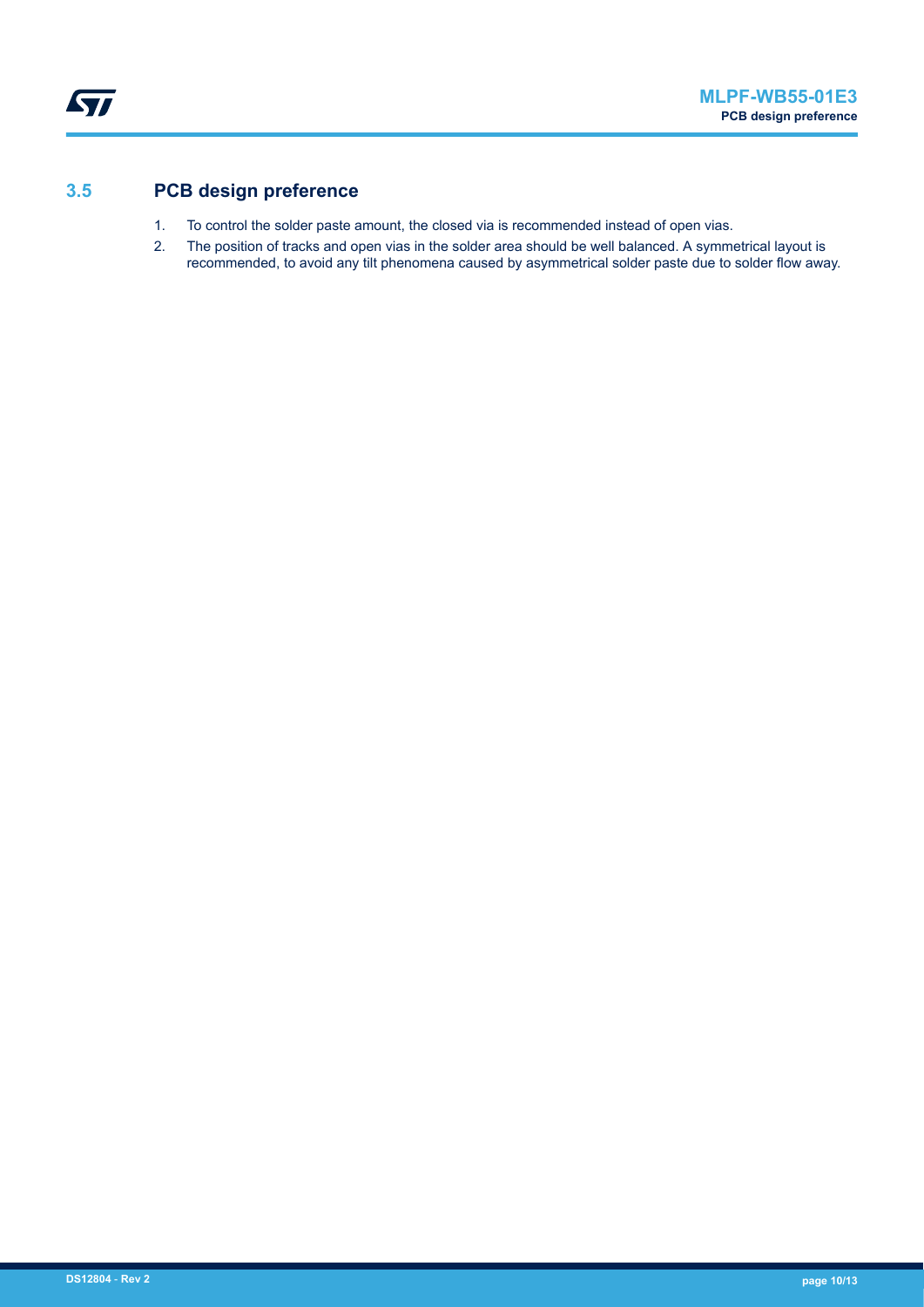## 3.5 PCB design preference

1. To control the solder paste amount, the closed via is recommended instead of open vias.
2. The position of tracks and open vias in the solder area should be well balanced. A symmetrical layout is recommended, to avoid any tilt phenomena caused by asymmetrical solder paste due to solder flow away.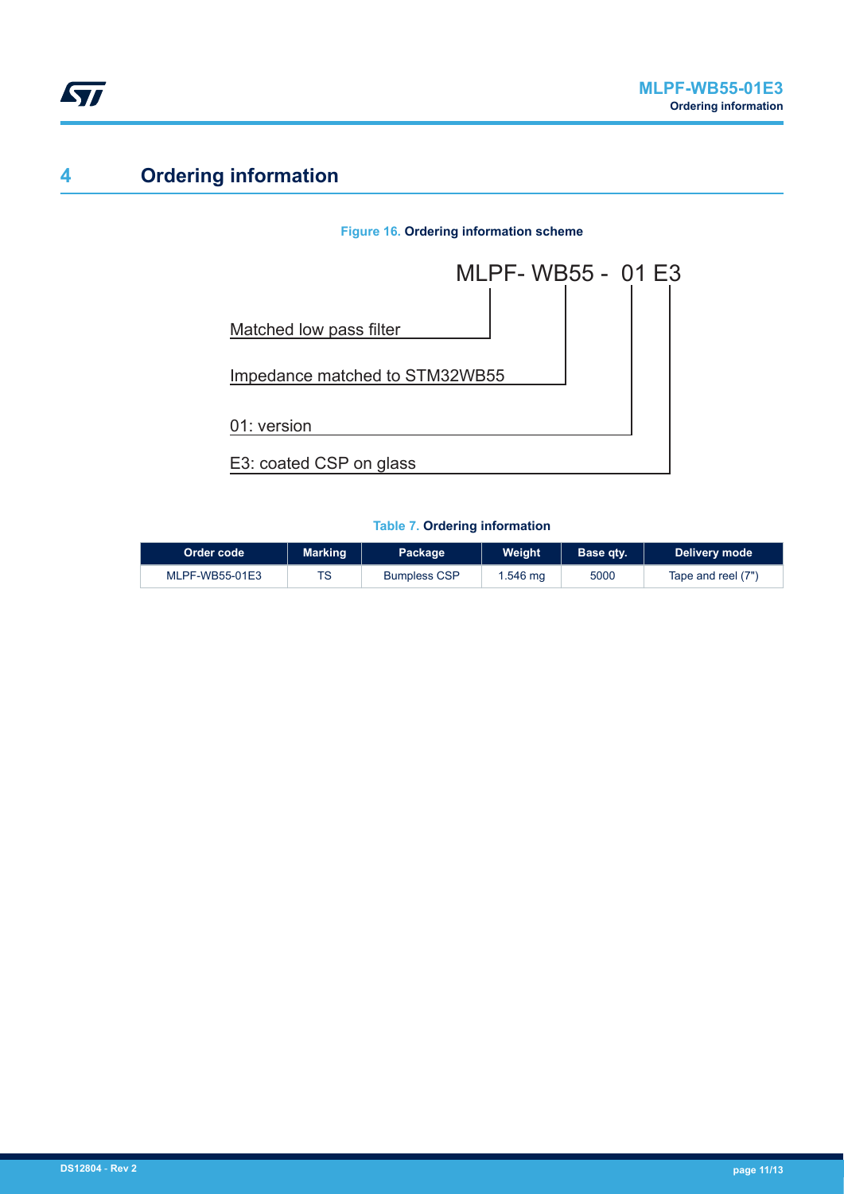# 4 Ordering information

**Figure 16. Ordering information scheme**

MLPF- WB55 - 01 E3

- Matched low pass filter
- Impedance matched to STM32WB55
- 01: version
- E3: coated CSP on glass

**Table 7. Ordering information**

| Order code | Marking | Package | Weight | Base qty. | Delivery mode |
|---|---|---|---|---|---|
| MLPF-WB55-01E3 | TS | Bumpless CSP | 1.546 mg | 5000 | Tape and reel (7") |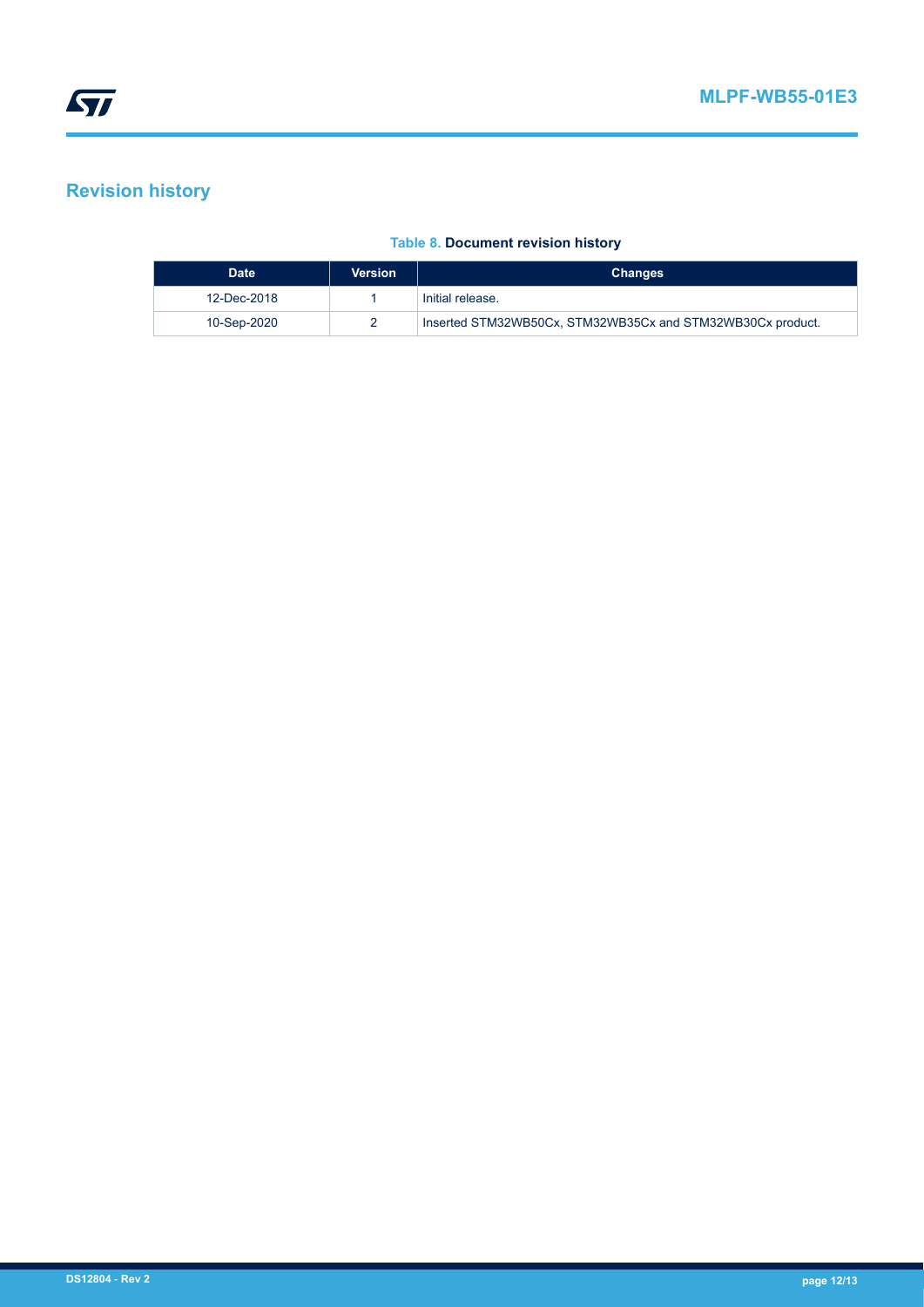# Revision history

**Table 8. Document revision history**

| Date | Version | Changes |
|---|---|---|
| 12-Dec-2018 | 1 | Initial release. |
| 10-Sep-2020 | 2 | Inserted STM32WB50Cx, STM32WB35Cx and STM32WB30Cx product. |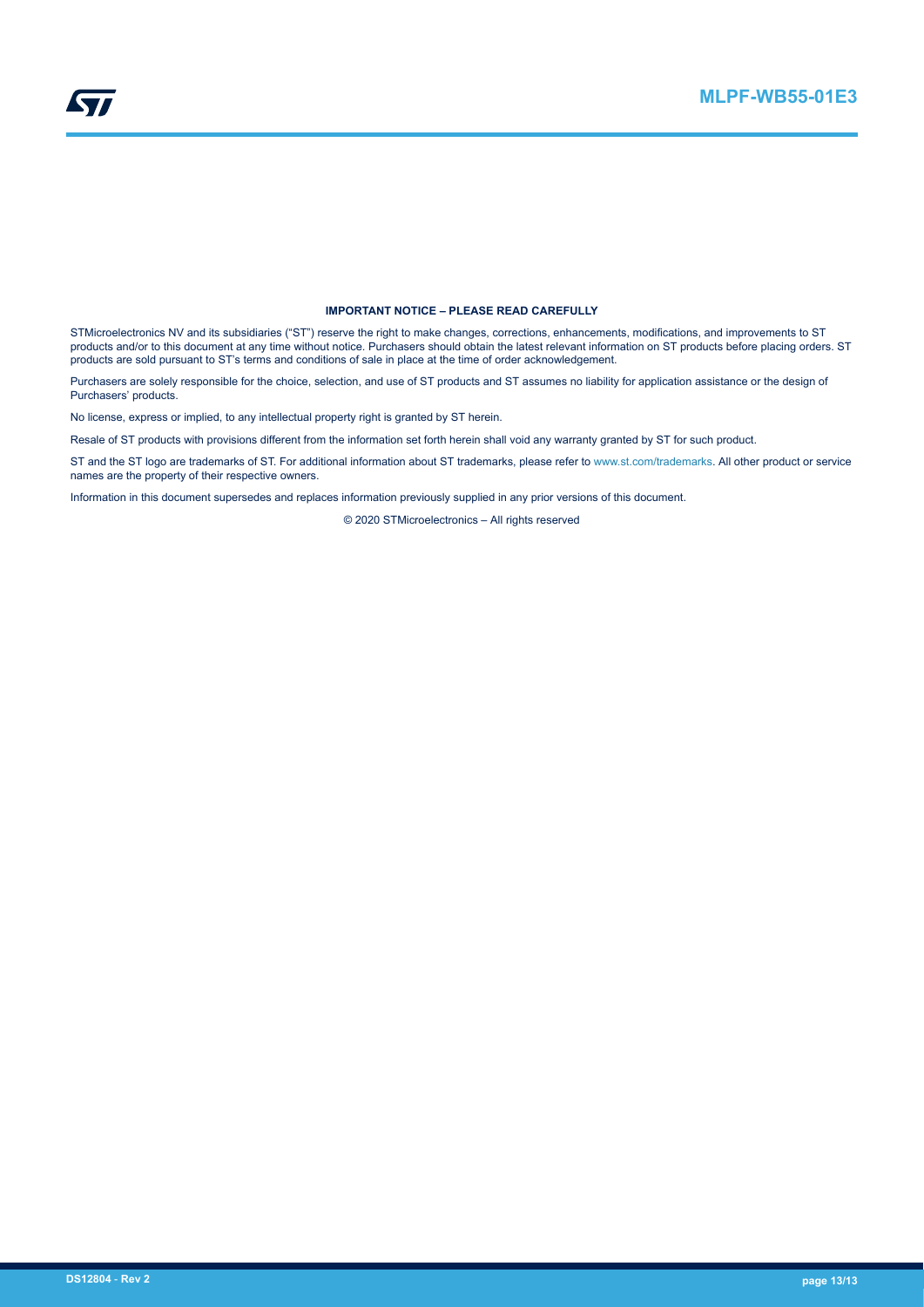**IMPORTANT NOTICE – PLEASE READ CAREFULLY**

STMicroelectronics NV and its subsidiaries ("ST") reserve the right to make changes, corrections, enhancements, modifications, and improvements to ST products and/or to this document at any time without notice. Purchasers should obtain the latest relevant information on ST products before placing orders. ST products are sold pursuant to ST's terms and conditions of sale in place at the time of order acknowledgement.

Purchasers are solely responsible for the choice, selection, and use of ST products and ST assumes no liability for application assistance or the design of Purchasers' products.

No license, express or implied, to any intellectual property right is granted by ST herein.

Resale of ST products with provisions different from the information set forth herein shall void any warranty granted by ST for such product.

ST and the ST logo are trademarks of ST. For additional information about ST trademarks, please refer to www.st.com/trademarks. All other product or service names are the property of their respective owners.

Information in this document supersedes and replaces information previously supplied in any prior versions of this document.

© 2020 STMicroelectronics – All rights reserved